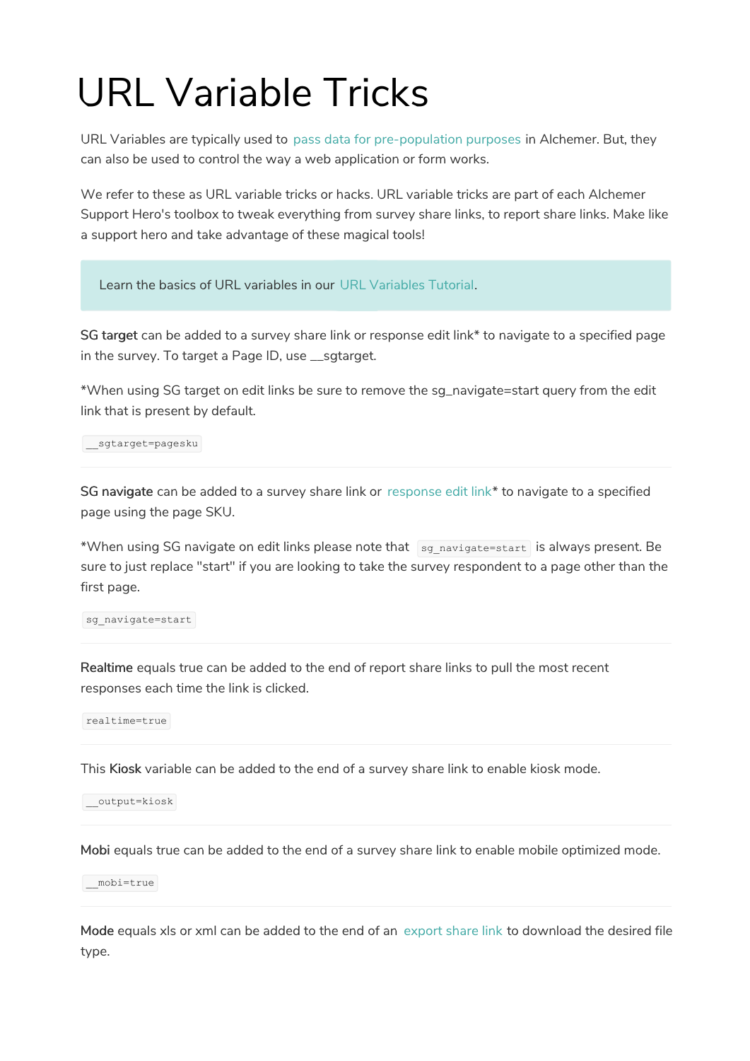# URL Variable Tricks

URL Variables are typically used to pass data for pre-population purposes in Alchemer. But, they can also be used to control the way a web application or form works.

We refer to these as URL variable tricks or hacks. URL variable tricks are part of each Alchemer Support Hero's toolbox to tweak everything from survey share links, to report share links. Make like a support hero and take advantage of these magical tools!

> Learn the basics of URL variables in our URL Variables Tutorial.

**SG target** can be added to a survey share link or response edit link* to navigate to a specified page in the survey. To target a Page ID, use __sgtarget.

*When using SG target on edit links be sure to remove the sg_navigate=start query from the edit link that is present by default.

```
__sgtarget=pagesku
```

---

**SG navigate** can be added to a survey share link or response edit link* to navigate to a specified page using the page SKU.

*When using SG navigate on edit links please note that `sg_navigate=start` is always present. Be sure to just replace "start" if you are looking to take the survey respondent to a page other than the first page.

```
sg_navigate=start
```

---

**Realtime** equals true can be added to the end of report share links to pull the most recent responses each time the link is clicked.

```
realtime=true
```

---

This **Kiosk** variable can be added to the end of a survey share link to enable kiosk mode.

```
__output=kiosk
```

---

**Mobi** equals true can be added to the end of a survey share link to enable mobile optimized mode.

```
__mobi=true
```

---

**Mode** equals xls or xml can be added to the end of an export share link to download the desired file type.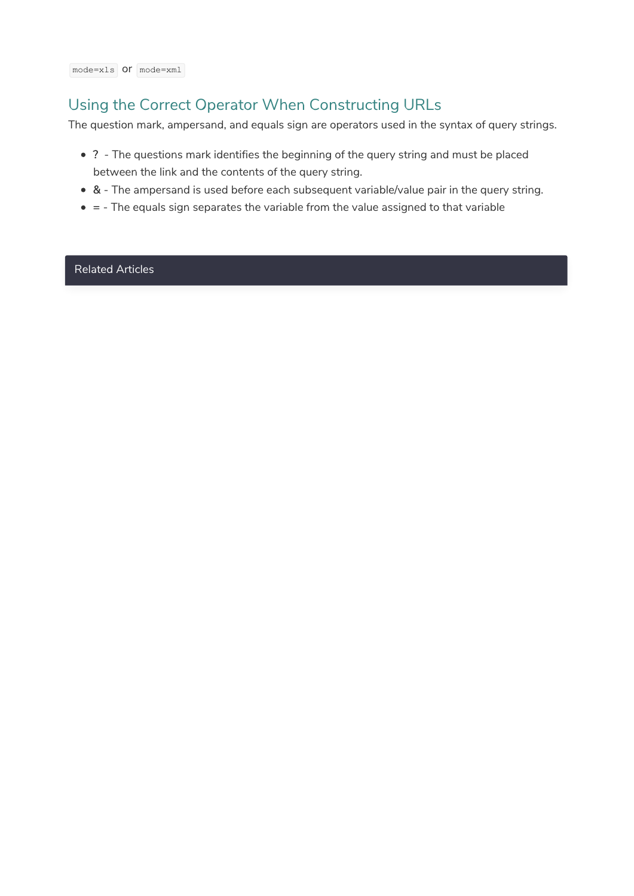`mode=xls` or `mode=xml`

## Using the Correct Operator When Constructing URLs

The question mark, ampersand, and equals sign are operators used in the syntax of query strings.

- **?** - The questions mark identifies the beginning of the query string and must be placed between the link and the contents of the query string.
- **&** - The ampersand is used before each subsequent variable/value pair in the query string.
- **=** - The equals sign separates the variable from the value assigned to that variable

Related Articles